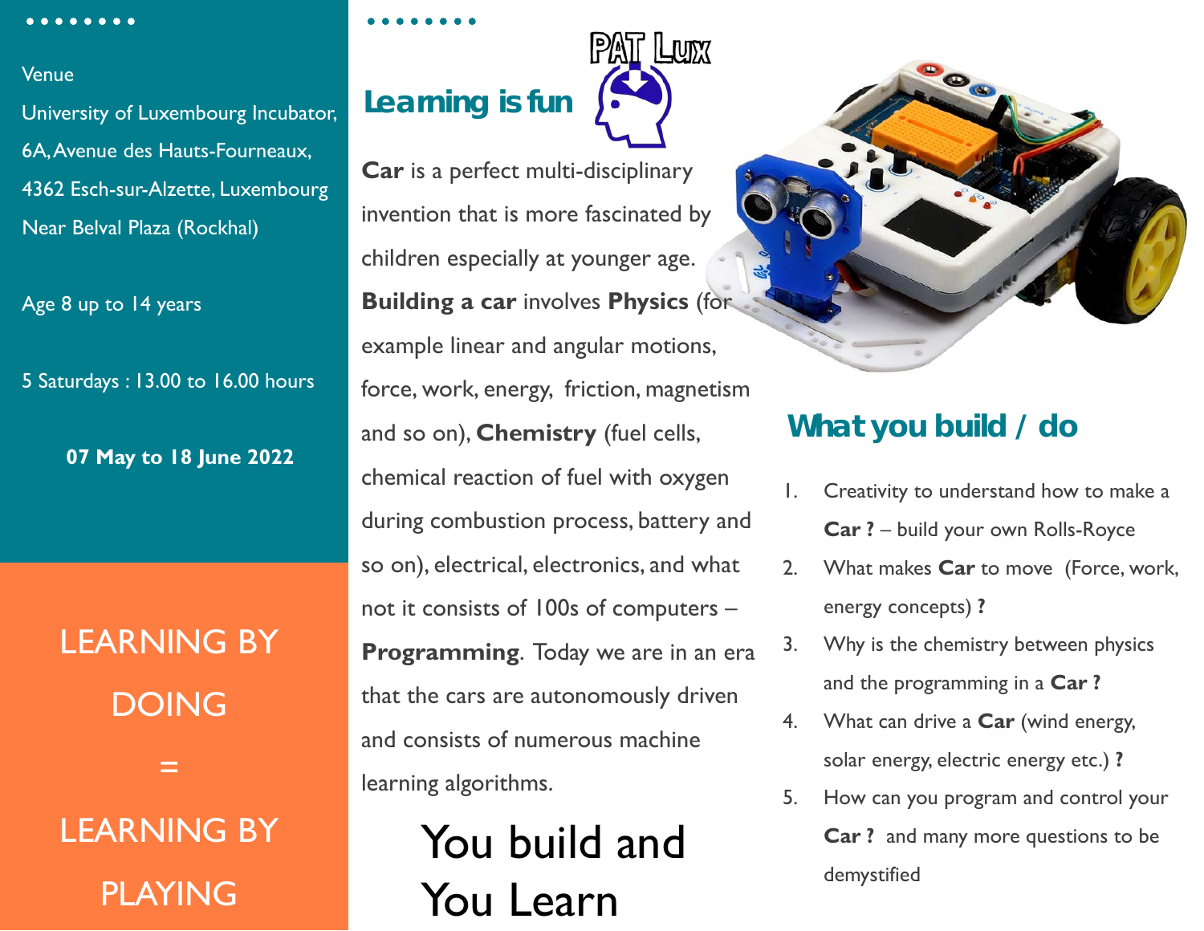Venue

University of Luxembourg Incubator,
6A, Avenue des Hauts-Fourneaux,
4362 Esch-sur-Alzette, Luxembourg
Near Belval Plaza (Rockhal)

Age 8 up to 14 years

5 Saturdays : 13.00 to 16.00 hours

**07 May to 18 June 2022**

LEARNING BY DOING = LEARNING BY PLAYING

## Learning is fun

PAT Lux

**Car** is a perfect multi-disciplinary invention that is more fascinated by children especially at younger age. **Building a car** involves **Physics** (for example linear and angular motions, force, work, energy, friction, magnetism and so on), **Chemistry** (fuel cells, chemical reaction of fuel with oxygen during combustion process, battery and so on), electrical, electronics, and what not it consists of 100s of computers – **Programming**. Today we are in an era that the cars are autonomously driven and consists of numerous machine learning algorithms.

You build and You Learn

## What you build / do

1. Creativity to understand how to make a **Car ?** – build your own Rolls-Royce
2. What makes **Car** to move (Force, work, energy concepts) **?**
3. Why is the chemistry between physics and the programming in a **Car ?**
4. What can drive a **Car** (wind energy, solar energy, electric energy etc.) **?**
5. How can you program and control your **Car ?** and many more questions to be demystified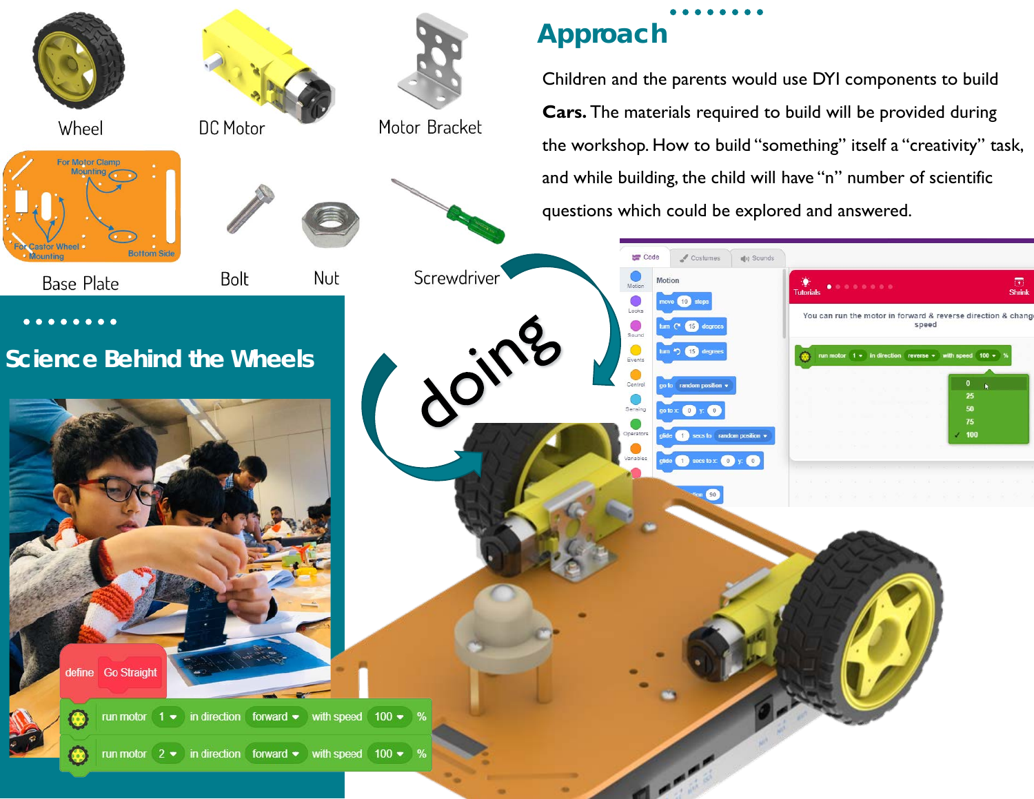Wheel

DC Motor

Motor Bracket

Base Plate

Bolt

Nut

Screwdriver

## Approach

Children and the parents would use DYI components to build **Cars.** The materials required to build will be provided during the workshop. How to build "something" itself a "creativity" task, and while building, the child will have "n" number of scientific questions which could be explored and answered.

doing

## Science Behind the Wheels

define Go Straight

run motor 1 in direction forward with speed 100 %

run motor 2 in direction forward with speed 100 %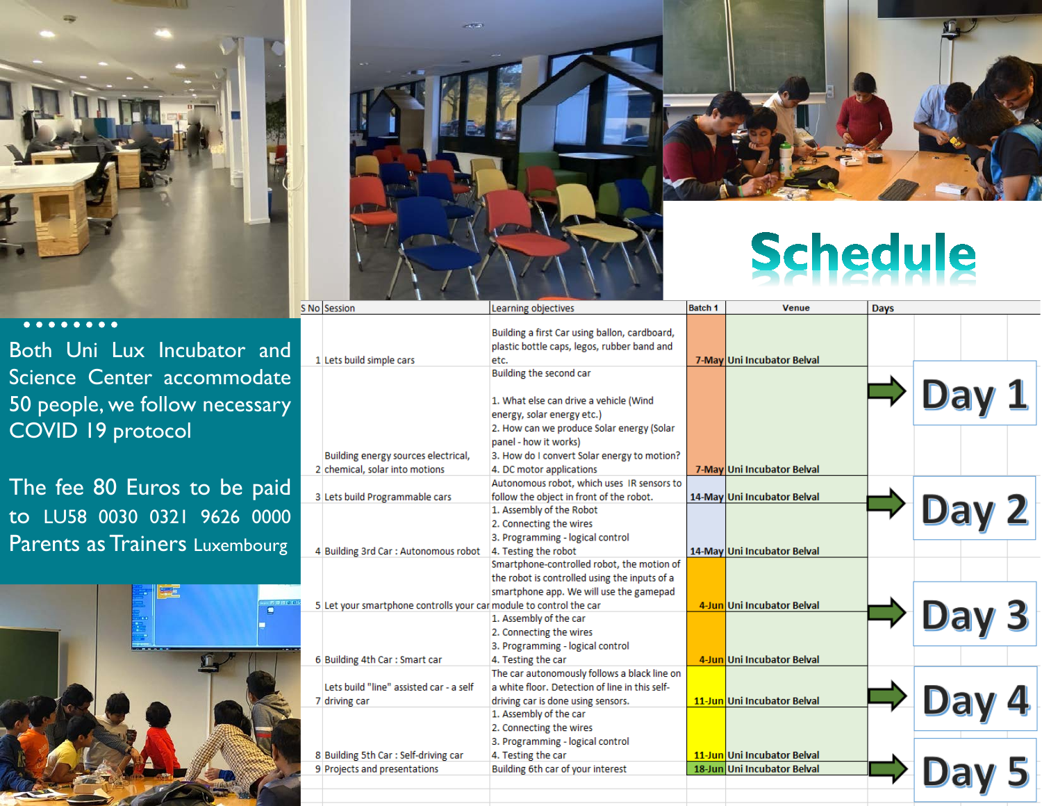# Schedule

Both Uni Lux Incubator and Science Center accommodate 50 people, we follow necessary COVID 19 protocol

The fee 80 Euros to be paid to LU58 0030 0321 9626 0000 Parents as Trainers Luxembourg

| S No | Session | Learning objectives | Batch 1 | Venue | Days |
|---|---|---|---|---|---|
| 1 | Lets build simple cars | Building a first Car using ballon, cardboard, plastic bottle caps, legos, rubber band and etc. | 7-May | Uni Incubator Belval | Day 1 |
| 2 | Building energy sources electrical, chemical, solar into motions | Building the second car<br><br>1. What else can drive a vehicle (Wind energy, solar energy etc.)<br>2. How can we produce Solar energy (Solar panel - how it works)<br>3. How do I convert Solar energy to motion?<br>4. DC motor applications | 7-May | Uni Incubator Belval | |
| 3 | Lets build Programmable cars | Autonomous robot, which uses IR sensors to follow the object in front of the robot. | 14-May | Uni Incubator Belval | Day 2 |
| 4 | Building 3rd Car : Autonomous robot | 1. Assembly of the Robot<br>2. Connecting the wires<br>3. Programming - logical control<br>4. Testing the robot | 14-May | Uni Incubator Belval | |
| 5 | Let your smartphone controlls your car | Smartphone-controlled robot, the motion of the robot is controlled using the inputs of a smartphone app. We will use the gamepad module to control the car | 4-Jun | Uni Incubator Belval | Day 3 |
| 6 | Building 4th Car : Smart car | 1. Assembly of the car<br>2. Connecting the wires<br>3. Programming - logical control<br>4. Testing the car | 4-Jun | Uni Incubator Belval | |
| 7 | Lets build "line" assisted car - a self driving car | The car autonomously follows a black line on a white floor. Detection of line in this self-driving car is done using sensors. | 11-Jun | Uni Incubator Belval | Day 4 |
| 8 | Building 5th Car : Self-driving car | 1. Assembly of the car<br>2. Connecting the wires<br>3. Programming - logical control<br>4. Testing the car | 11-Jun | Uni Incubator Belval | |
| 9 | Projects and presentations | Building 6th car of your interest | 18-Jun | Uni Incubator Belval | Day 5 |